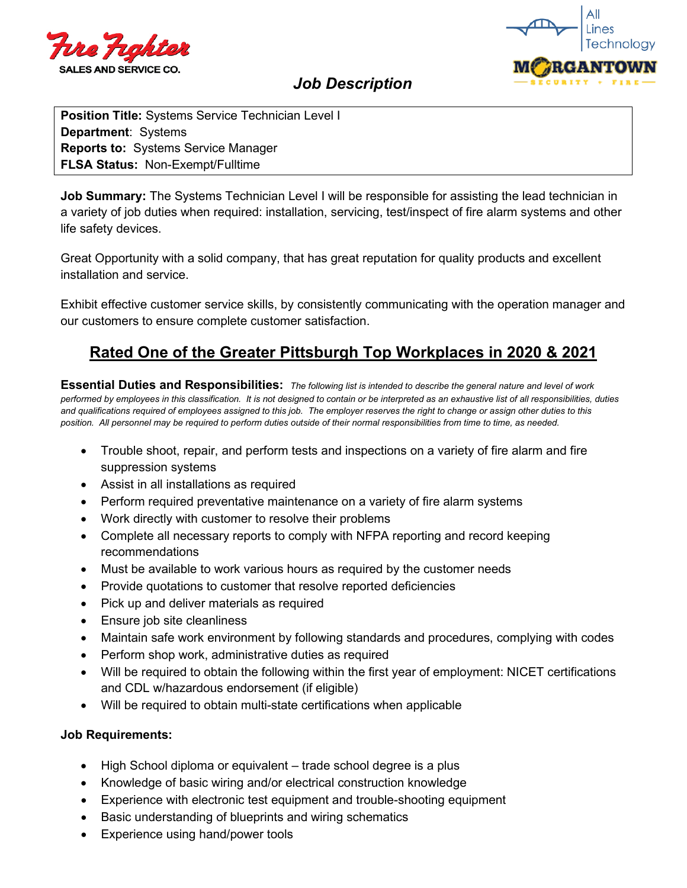Fire Fighter SALES AND SERVICE CO.

All Lines Technology

MORGANTOWN SECURITY • FIRE

# *Job Description*

**Position Title:** Systems Service Technician Level I
**Department**: Systems
**Reports to:** Systems Service Manager
**FLSA Status:** Non-Exempt/Fulltime

**Job Summary:** The Systems Technician Level I will be responsible for assisting the lead technician in a variety of job duties when required: installation, servicing, test/inspect of fire alarm systems and other life safety devices.

Great Opportunity with a solid company, that has great reputation for quality products and excellent installation and service.

Exhibit effective customer service skills, by consistently communicating with the operation manager and our customers to ensure complete customer satisfaction.

## Rated One of the Greater Pittsburgh Top Workplaces in 2020 & 2021

**Essential Duties and Responsibilities:** *The following list is intended to describe the general nature and level of work performed by employees in this classification. It is not designed to contain or be interpreted as an exhaustive list of all responsibilities, duties and qualifications required of employees assigned to this job. The employer reserves the right to change or assign other duties to this position. All personnel may be required to perform duties outside of their normal responsibilities from time to time, as needed.*

- Trouble shoot, repair, and perform tests and inspections on a variety of fire alarm and fire suppression systems
- Assist in all installations as required
- Perform required preventative maintenance on a variety of fire alarm systems
- Work directly with customer to resolve their problems
- Complete all necessary reports to comply with NFPA reporting and record keeping recommendations
- Must be available to work various hours as required by the customer needs
- Provide quotations to customer that resolve reported deficiencies
- Pick up and deliver materials as required
- Ensure job site cleanliness
- Maintain safe work environment by following standards and procedures, complying with codes
- Perform shop work, administrative duties as required
- Will be required to obtain the following within the first year of employment: NICET certifications and CDL w/hazardous endorsement (if eligible)
- Will be required to obtain multi-state certifications when applicable

**Job Requirements:**

- High School diploma or equivalent – trade school degree is a plus
- Knowledge of basic wiring and/or electrical construction knowledge
- Experience with electronic test equipment and trouble-shooting equipment
- Basic understanding of blueprints and wiring schematics
- Experience using hand/power tools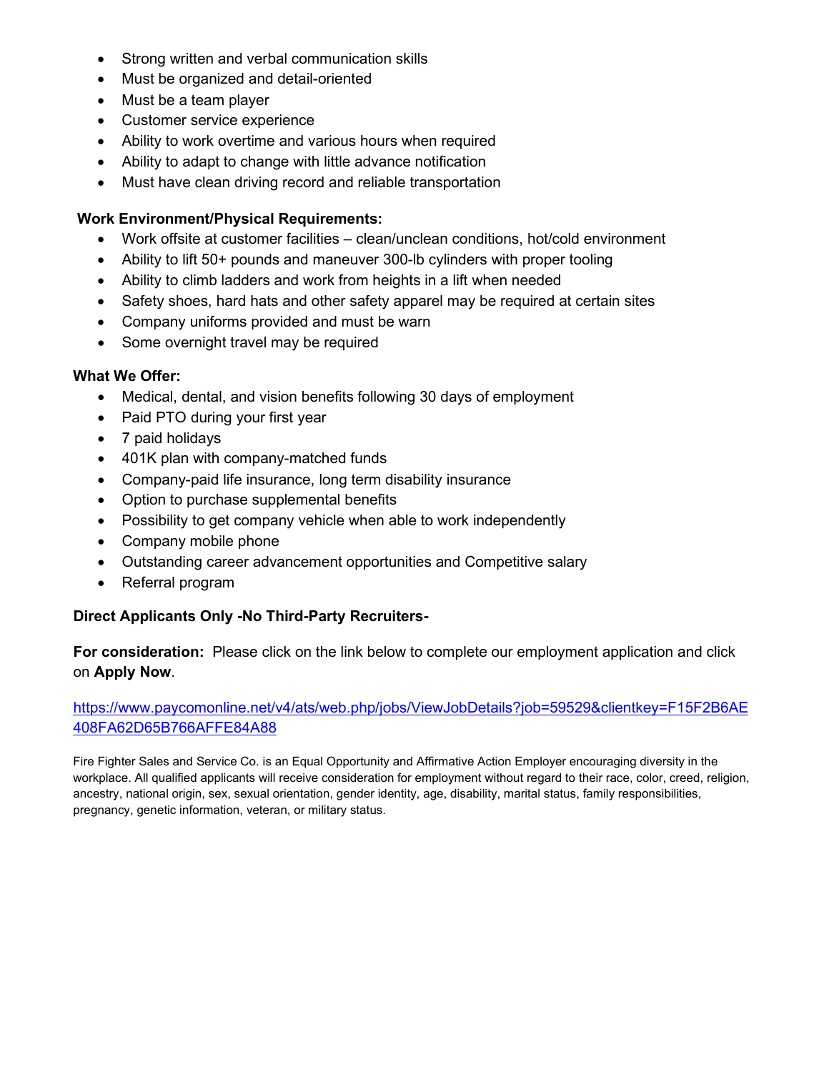- Strong written and verbal communication skills
- Must be organized and detail-oriented
- Must be a team player
- Customer service experience
- Ability to work overtime and various hours when required
- Ability to adapt to change with little advance notification
- Must have clean driving record and reliable transportation

**Work Environment/Physical Requirements:**

- Work offsite at customer facilities – clean/unclean conditions, hot/cold environment
- Ability to lift 50+ pounds and maneuver 300-lb cylinders with proper tooling
- Ability to climb ladders and work from heights in a lift when needed
- Safety shoes, hard hats and other safety apparel may be required at certain sites
- Company uniforms provided and must be warn
- Some overnight travel may be required

**What We Offer:**

- Medical, dental, and vision benefits following 30 days of employment
- Paid PTO during your first year
- 7 paid holidays
- 401K plan with company-matched funds
- Company-paid life insurance, long term disability insurance
- Option to purchase supplemental benefits
- Possibility to get company vehicle when able to work independently
- Company mobile phone
- Outstanding career advancement opportunities and Competitive salary
- Referral program

**Direct Applicants Only -No Third-Party Recruiters-**

**For consideration:** Please click on the link below to complete our employment application and click on **Apply Now**.

https://www.paycomonline.net/v4/ats/web.php/jobs/ViewJobDetails?job=59529&clientkey=F15F2B6AE408FA62D65B766AFFE84A88

Fire Fighter Sales and Service Co. is an Equal Opportunity and Affirmative Action Employer encouraging diversity in the workplace. All qualified applicants will receive consideration for employment without regard to their race, color, creed, religion, ancestry, national origin, sex, sexual orientation, gender identity, age, disability, marital status, family responsibilities, pregnancy, genetic information, veteran, or military status.